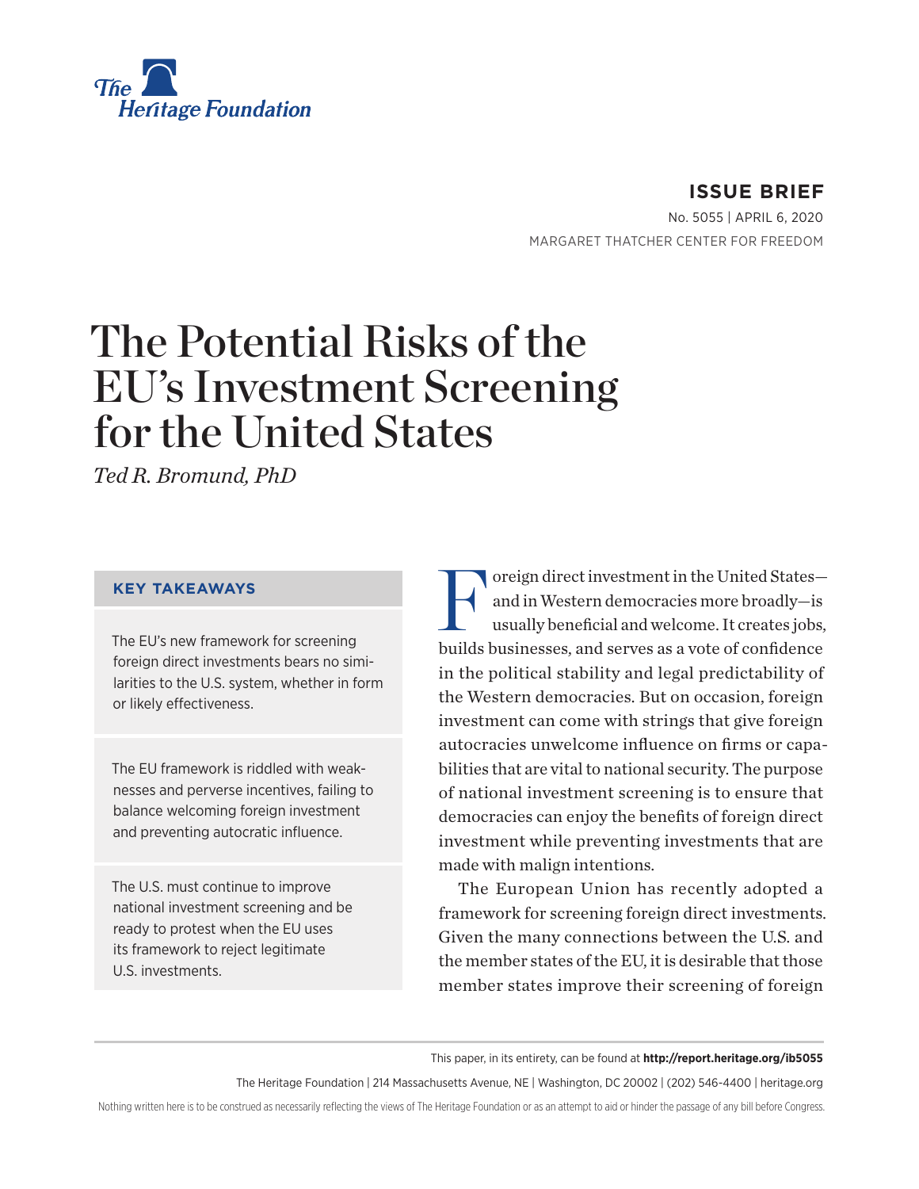The Heritage Foundation

**ISSUE BRIEF**

No. 5055 | APRIL 6, 2020

MARGARET THATCHER CENTER FOR FREEDOM

# The Potential Risks of the EU's Investment Screening for the United States

*Ted R. Bromund, PhD*

### KEY TAKEAWAYS

The EU's new framework for screening foreign direct investments bears no similarities to the U.S. system, whether in form or likely effectiveness.

The EU framework is riddled with weaknesses and perverse incentives, failing to balance welcoming foreign investment and preventing autocratic influence.

The U.S. must continue to improve national investment screening and be ready to protest when the EU uses its framework to reject legitimate U.S. investments.

Foreign direct investment in the United States—and in Western democracies more broadly—is usually beneficial and welcome. It creates jobs, builds businesses, and serves as a vote of confidence in the political stability and legal predictability of the Western democracies. But on occasion, foreign investment can come with strings that give foreign autocracies unwelcome influence on firms or capabilities that are vital to national security. The purpose of national investment screening is to ensure that democracies can enjoy the benefits of foreign direct investment while preventing investments that are made with malign intentions.

The European Union has recently adopted a framework for screening foreign direct investments. Given the many connections between the U.S. and the member states of the EU, it is desirable that those member states improve their screening of foreign

This paper, in its entirety, can be found at **http://report.heritage.org/ib5055**

The Heritage Foundation | 214 Massachusetts Avenue, NE | Washington, DC 20002 | (202) 546-4400 | heritage.org

Nothing written here is to be construed as necessarily reflecting the views of The Heritage Foundation or as an attempt to aid or hinder the passage of any bill before Congress.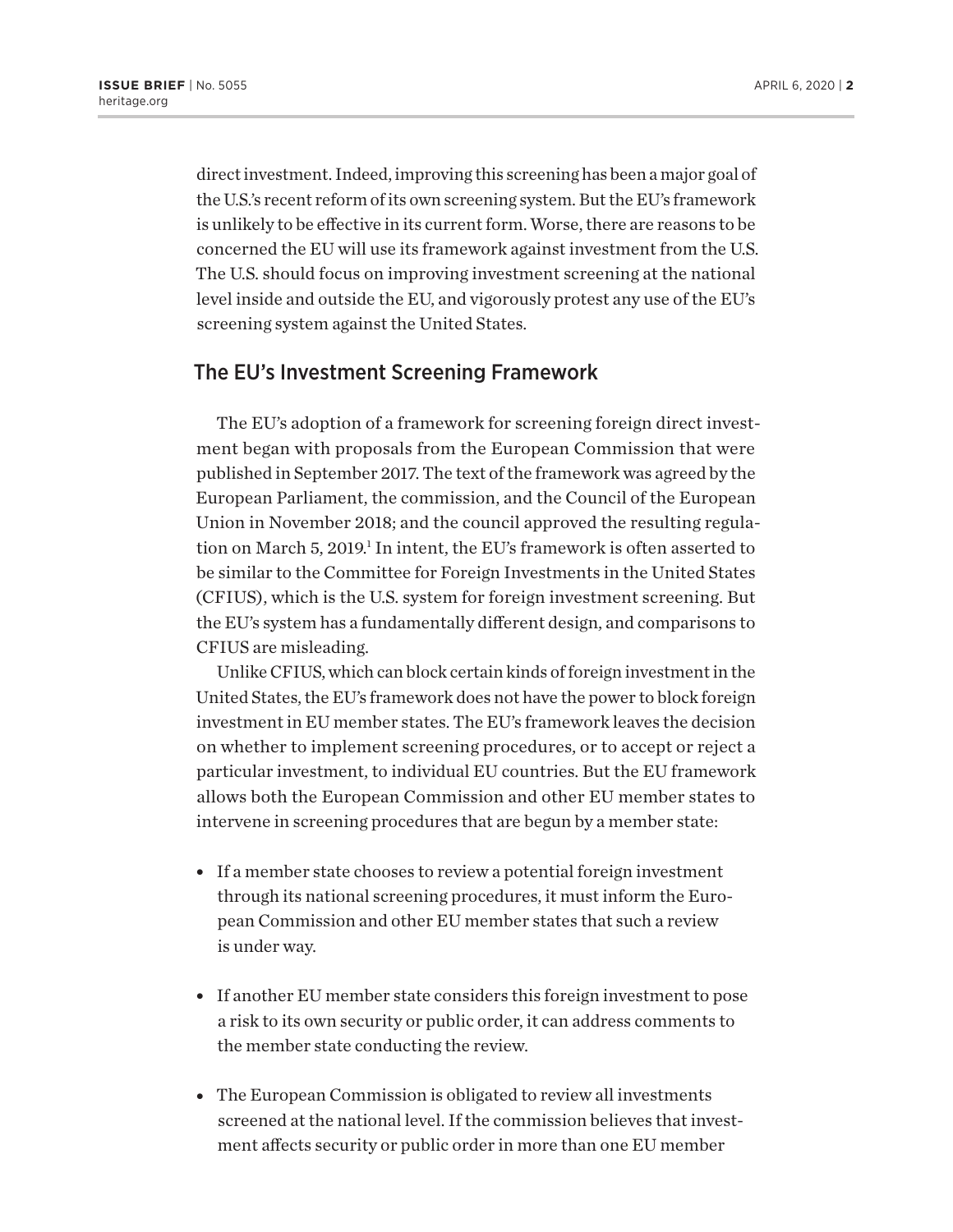direct investment. Indeed, improving this screening has been a major goal of the U.S.'s recent reform of its own screening system. But the EU's framework is unlikely to be effective in its current form. Worse, there are reasons to be concerned the EU will use its framework against investment from the U.S. The U.S. should focus on improving investment screening at the national level inside and outside the EU, and vigorously protest any use of the EU's screening system against the United States.

## The EU's Investment Screening Framework

The EU's adoption of a framework for screening foreign direct investment began with proposals from the European Commission that were published in September 2017. The text of the framework was agreed by the European Parliament, the commission, and the Council of the European Union in November 2018; and the council approved the resulting regulation on March 5, 2019.[1] In intent, the EU's framework is often asserted to be similar to the Committee for Foreign Investments in the United States (CFIUS), which is the U.S. system for foreign investment screening. But the EU's system has a fundamentally different design, and comparisons to CFIUS are misleading.

Unlike CFIUS, which can block certain kinds of foreign investment in the United States, the EU's framework does not have the power to block foreign investment in EU member states. The EU's framework leaves the decision on whether to implement screening procedures, or to accept or reject a particular investment, to individual EU countries. But the EU framework allows both the European Commission and other EU member states to intervene in screening procedures that are begun by a member state:

- If a member state chooses to review a potential foreign investment through its national screening procedures, it must inform the European Commission and other EU member states that such a review is under way.
- If another EU member state considers this foreign investment to pose a risk to its own security or public order, it can address comments to the member state conducting the review.
- The European Commission is obligated to review all investments screened at the national level. If the commission believes that investment affects security or public order in more than one EU member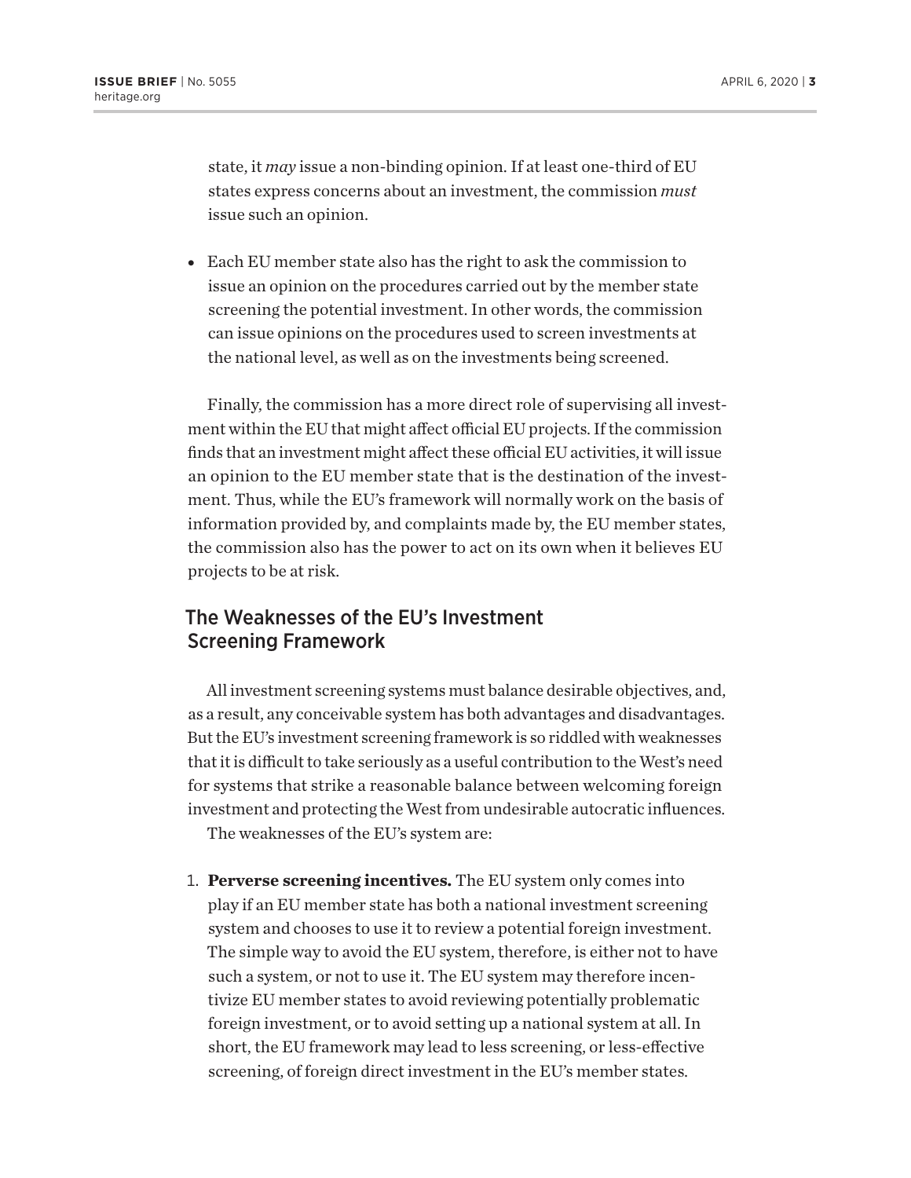state, it *may* issue a non-binding opinion. If at least one-third of EU states express concerns about an investment, the commission *must* issue such an opinion.

- Each EU member state also has the right to ask the commission to issue an opinion on the procedures carried out by the member state screening the potential investment. In other words, the commission can issue opinions on the procedures used to screen investments at the national level, as well as on the investments being screened.

Finally, the commission has a more direct role of supervising all investment within the EU that might affect official EU projects. If the commission finds that an investment might affect these official EU activities, it will issue an opinion to the EU member state that is the destination of the investment. Thus, while the EU's framework will normally work on the basis of information provided by, and complaints made by, the EU member states, the commission also has the power to act on its own when it believes EU projects to be at risk.

## The Weaknesses of the EU's Investment Screening Framework

All investment screening systems must balance desirable objectives, and, as a result, any conceivable system has both advantages and disadvantages. But the EU's investment screening framework is so riddled with weaknesses that it is difficult to take seriously as a useful contribution to the West's need for systems that strike a reasonable balance between welcoming foreign investment and protecting the West from undesirable autocratic influences.

The weaknesses of the EU's system are:

1. **Perverse screening incentives.** The EU system only comes into play if an EU member state has both a national investment screening system and chooses to use it to review a potential foreign investment. The simple way to avoid the EU system, therefore, is either not to have such a system, or not to use it. The EU system may therefore incentivize EU member states to avoid reviewing potentially problematic foreign investment, or to avoid setting up a national system at all. In short, the EU framework may lead to less screening, or less-effective screening, of foreign direct investment in the EU's member states.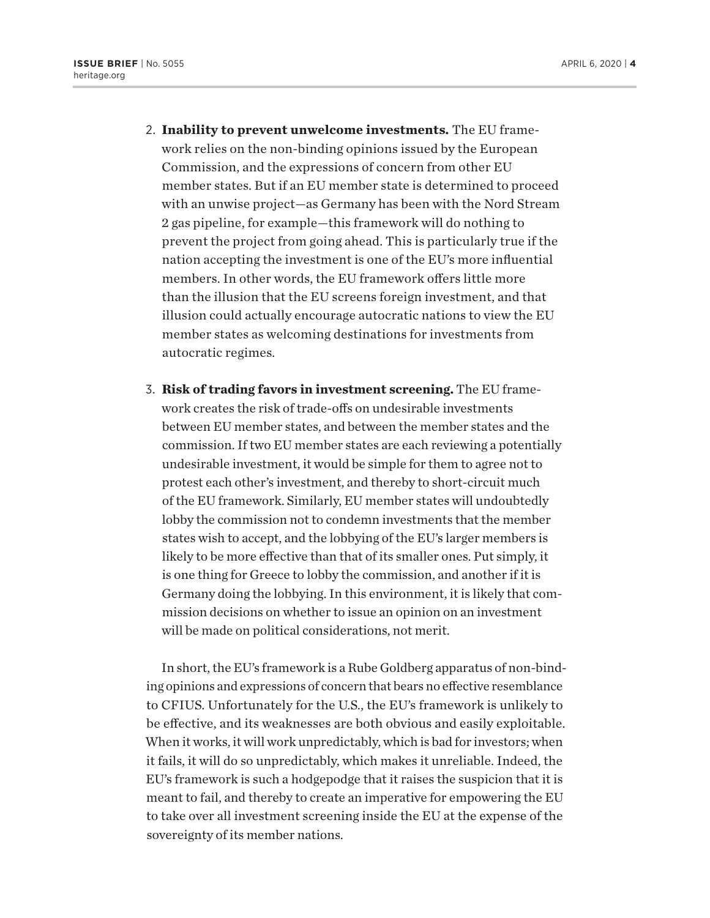2. **Inability to prevent unwelcome investments.** The EU framework relies on the non-binding opinions issued by the European Commission, and the expressions of concern from other EU member states. But if an EU member state is determined to proceed with an unwise project—as Germany has been with the Nord Stream 2 gas pipeline, for example—this framework will do nothing to prevent the project from going ahead. This is particularly true if the nation accepting the investment is one of the EU's more influential members. In other words, the EU framework offers little more than the illusion that the EU screens foreign investment, and that illusion could actually encourage autocratic nations to view the EU member states as welcoming destinations for investments from autocratic regimes.

3. **Risk of trading favors in investment screening.** The EU framework creates the risk of trade-offs on undesirable investments between EU member states, and between the member states and the commission. If two EU member states are each reviewing a potentially undesirable investment, it would be simple for them to agree not to protest each other's investment, and thereby to short-circuit much of the EU framework. Similarly, EU member states will undoubtedly lobby the commission not to condemn investments that the member states wish to accept, and the lobbying of the EU's larger members is likely to be more effective than that of its smaller ones. Put simply, it is one thing for Greece to lobby the commission, and another if it is Germany doing the lobbying. In this environment, it is likely that commission decisions on whether to issue an opinion on an investment will be made on political considerations, not merit.

In short, the EU's framework is a Rube Goldberg apparatus of non-binding opinions and expressions of concern that bears no effective resemblance to CFIUS. Unfortunately for the U.S., the EU's framework is unlikely to be effective, and its weaknesses are both obvious and easily exploitable. When it works, it will work unpredictably, which is bad for investors; when it fails, it will do so unpredictably, which makes it unreliable. Indeed, the EU's framework is such a hodgepodge that it raises the suspicion that it is meant to fail, and thereby to create an imperative for empowering the EU to take over all investment screening inside the EU at the expense of the sovereignty of its member nations.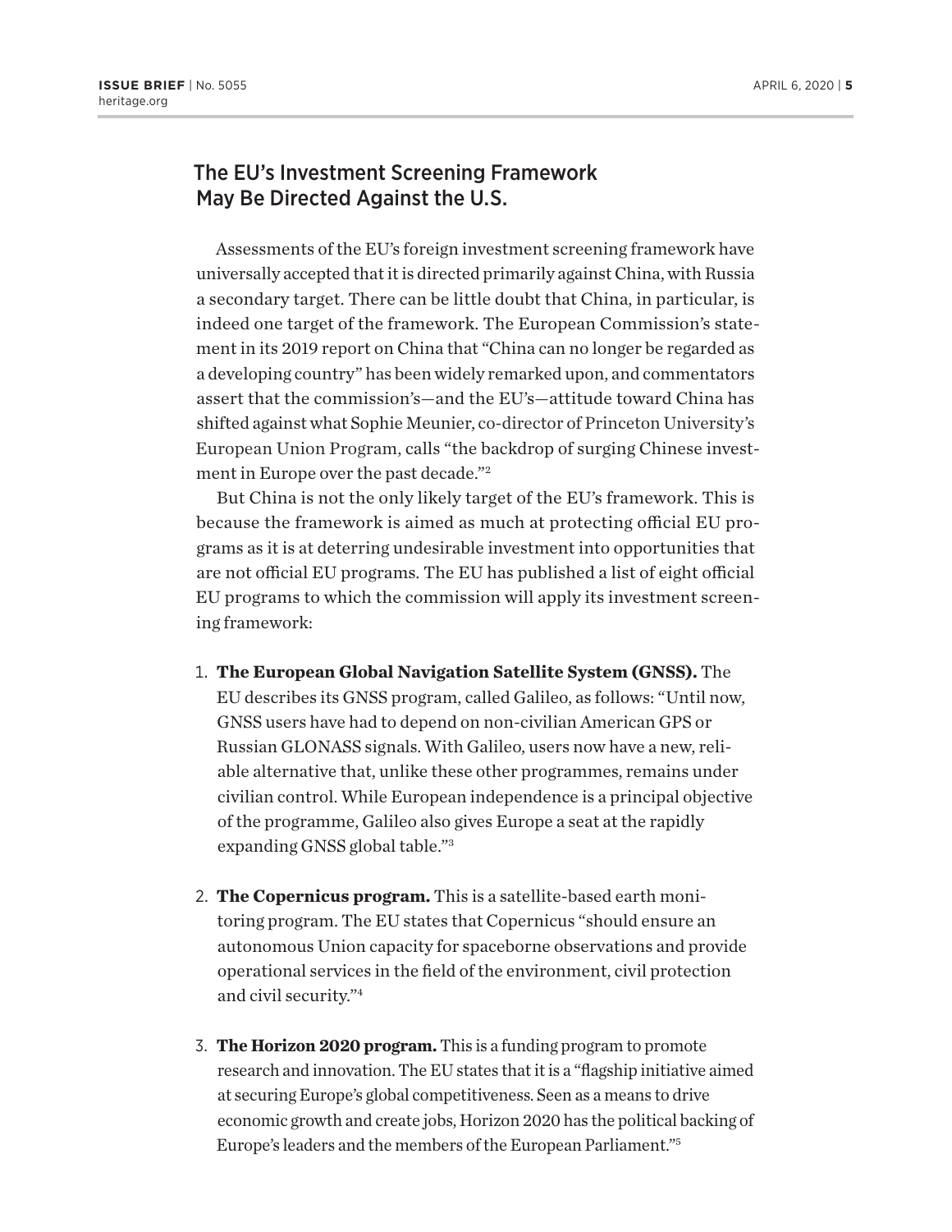## The EU's Investment Screening Framework May Be Directed Against the U.S.

Assessments of the EU's foreign investment screening framework have universally accepted that it is directed primarily against China, with Russia a secondary target. There can be little doubt that China, in particular, is indeed one target of the framework. The European Commission's statement in its 2019 report on China that "China can no longer be regarded as a developing country" has been widely remarked upon, and commentators assert that the commission's—and the EU's—attitude toward China has shifted against what Sophie Meunier, co-director of Princeton University's European Union Program, calls "the backdrop of surging Chinese investment in Europe over the past decade."[2]

But China is not the only likely target of the EU's framework. This is because the framework is aimed as much at protecting official EU programs as it is at deterring undesirable investment into opportunities that are not official EU programs. The EU has published a list of eight official EU programs to which the commission will apply its investment screening framework:

1. **The European Global Navigation Satellite System (GNSS).** The EU describes its GNSS program, called Galileo, as follows: "Until now, GNSS users have had to depend on non-civilian American GPS or Russian GLONASS signals. With Galileo, users now have a new, reliable alternative that, unlike these other programmes, remains under civilian control. While European independence is a principal objective of the programme, Galileo also gives Europe a seat at the rapidly expanding GNSS global table."[3]

2. **The Copernicus program.** This is a satellite-based earth monitoring program. The EU states that Copernicus "should ensure an autonomous Union capacity for spaceborne observations and provide operational services in the field of the environment, civil protection and civil security."[4]

3. **The Horizon 2020 program.** This is a funding program to promote research and innovation. The EU states that it is a "flagship initiative aimed at securing Europe's global competitiveness. Seen as a means to drive economic growth and create jobs, Horizon 2020 has the political backing of Europe's leaders and the members of the European Parliament."[5]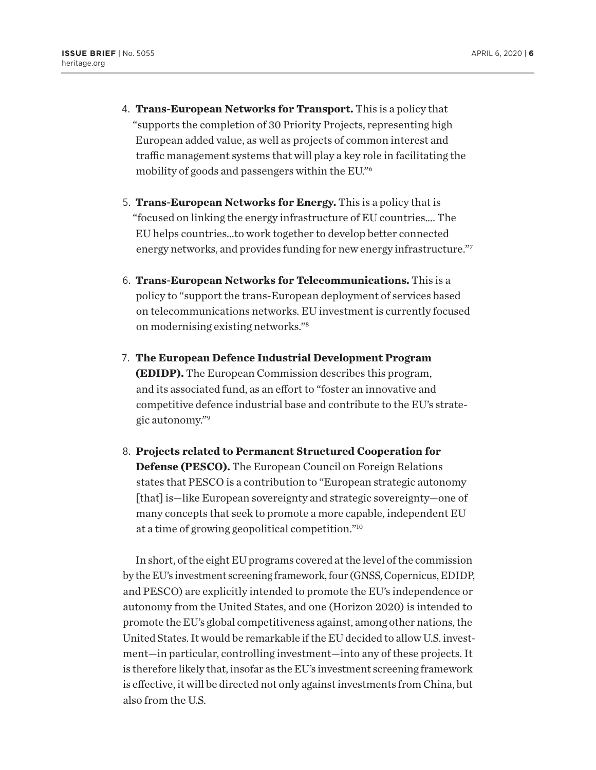4. **Trans-European Networks for Transport.** This is a policy that "supports the completion of 30 Priority Projects, representing high European added value, as well as projects of common interest and traffic management systems that will play a key role in facilitating the mobility of goods and passengers within the EU."[6]

5. **Trans-European Networks for Energy.** This is a policy that is "focused on linking the energy infrastructure of EU countries.... The EU helps countries...to work together to develop better connected energy networks, and provides funding for new energy infrastructure."[7]

6. **Trans-European Networks for Telecommunications.** This is a policy to "support the trans-European deployment of services based on telecommunications networks. EU investment is currently focused on modernising existing networks."[8]

7. **The European Defence Industrial Development Program (EDIDP).** The European Commission describes this program, and its associated fund, as an effort to "foster an innovative and competitive defence industrial base and contribute to the EU's strategic autonomy."[9]

8. **Projects related to Permanent Structured Cooperation for Defense (PESCO).** The European Council on Foreign Relations states that PESCO is a contribution to "European strategic autonomy [that] is—like European sovereignty and strategic sovereignty—one of many concepts that seek to promote a more capable, independent EU at a time of growing geopolitical competition."[10]

In short, of the eight EU programs covered at the level of the commission by the EU's investment screening framework, four (GNSS, Copernicus, EDIDP, and PESCO) are explicitly intended to promote the EU's independence or autonomy from the United States, and one (Horizon 2020) is intended to promote the EU's global competitiveness against, among other nations, the United States. It would be remarkable if the EU decided to allow U.S. investment—in particular, controlling investment—into any of these projects. It is therefore likely that, insofar as the EU's investment screening framework is effective, it will be directed not only against investments from China, but also from the U.S.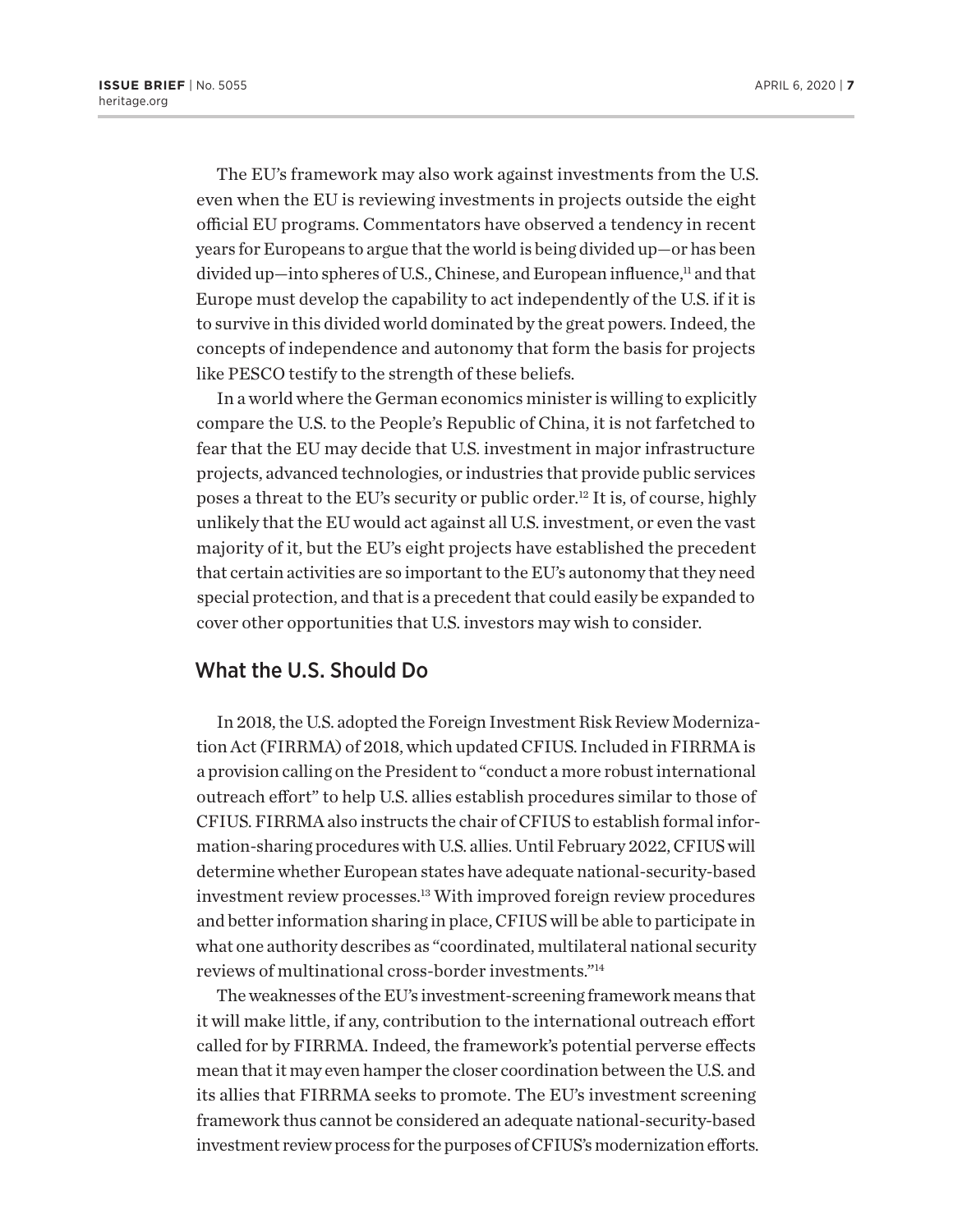The EU's framework may also work against investments from the U.S. even when the EU is reviewing investments in projects outside the eight official EU programs. Commentators have observed a tendency in recent years for Europeans to argue that the world is being divided up—or has been divided up—into spheres of U.S., Chinese, and European influence,[11] and that Europe must develop the capability to act independently of the U.S. if it is to survive in this divided world dominated by the great powers. Indeed, the concepts of independence and autonomy that form the basis for projects like PESCO testify to the strength of these beliefs.

In a world where the German economics minister is willing to explicitly compare the U.S. to the People's Republic of China, it is not farfetched to fear that the EU may decide that U.S. investment in major infrastructure projects, advanced technologies, or industries that provide public services poses a threat to the EU's security or public order.[12] It is, of course, highly unlikely that the EU would act against all U.S. investment, or even the vast majority of it, but the EU's eight projects have established the precedent that certain activities are so important to the EU's autonomy that they need special protection, and that is a precedent that could easily be expanded to cover other opportunities that U.S. investors may wish to consider.

## What the U.S. Should Do

In 2018, the U.S. adopted the Foreign Investment Risk Review Modernization Act (FIRRMA) of 2018, which updated CFIUS. Included in FIRRMA is a provision calling on the President to "conduct a more robust international outreach effort" to help U.S. allies establish procedures similar to those of CFIUS. FIRRMA also instructs the chair of CFIUS to establish formal information-sharing procedures with U.S. allies. Until February 2022, CFIUS will determine whether European states have adequate national-security-based investment review processes.[13] With improved foreign review procedures and better information sharing in place, CFIUS will be able to participate in what one authority describes as "coordinated, multilateral national security reviews of multinational cross-border investments."[14]

The weaknesses of the EU's investment-screening framework means that it will make little, if any, contribution to the international outreach effort called for by FIRRMA. Indeed, the framework's potential perverse effects mean that it may even hamper the closer coordination between the U.S. and its allies that FIRRMA seeks to promote. The EU's investment screening framework thus cannot be considered an adequate national-security-based investment review process for the purposes of CFIUS's modernization efforts.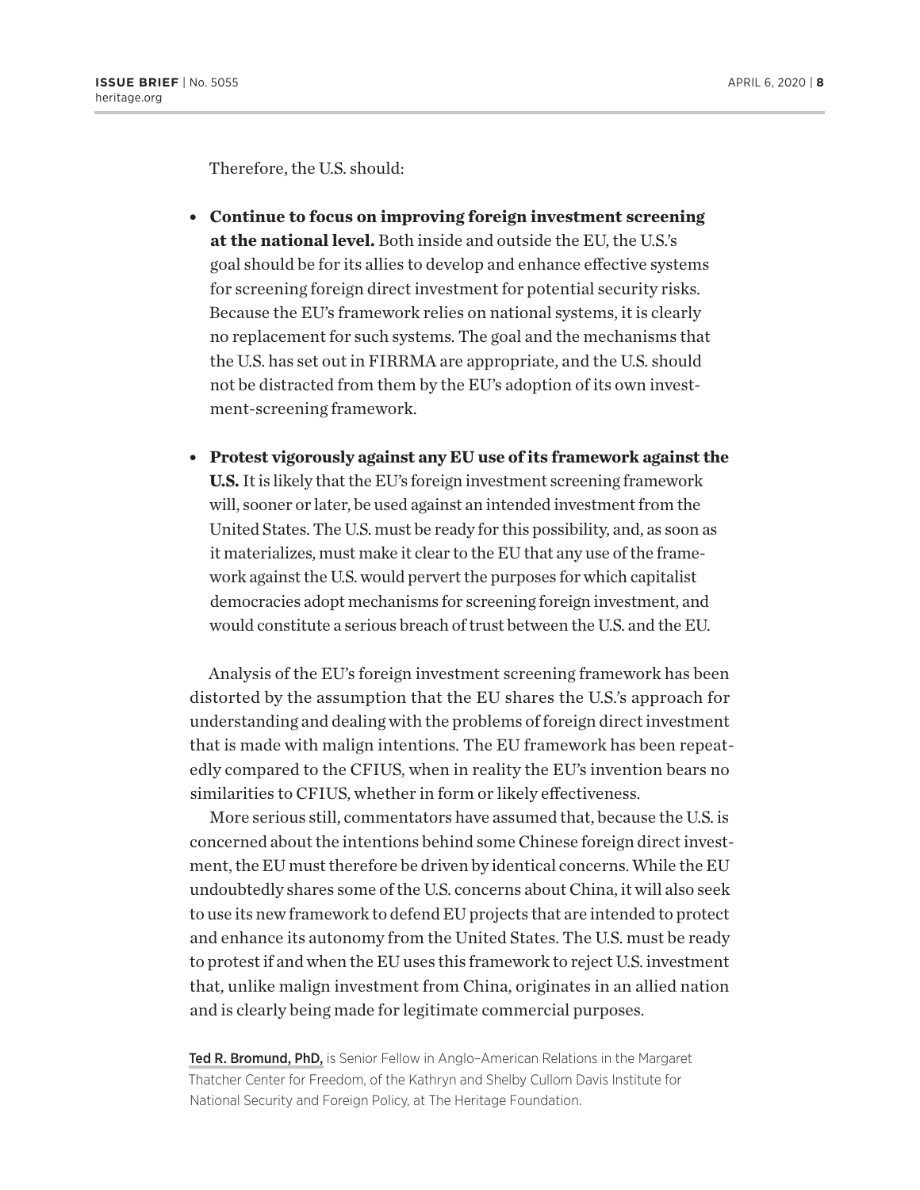Therefore, the U.S. should:

- **Continue to focus on improving foreign investment screening at the national level.** Both inside and outside the EU, the U.S.'s goal should be for its allies to develop and enhance effective systems for screening foreign direct investment for potential security risks. Because the EU's framework relies on national systems, it is clearly no replacement for such systems. The goal and the mechanisms that the U.S. has set out in FIRRMA are appropriate, and the U.S. should not be distracted from them by the EU's adoption of its own investment-screening framework.

- **Protest vigorously against any EU use of its framework against the U.S.** It is likely that the EU's foreign investment screening framework will, sooner or later, be used against an intended investment from the United States. The U.S. must be ready for this possibility, and, as soon as it materializes, must make it clear to the EU that any use of the framework against the U.S. would pervert the purposes for which capitalist democracies adopt mechanisms for screening foreign investment, and would constitute a serious breach of trust between the U.S. and the EU.

Analysis of the EU's foreign investment screening framework has been distorted by the assumption that the EU shares the U.S.'s approach for understanding and dealing with the problems of foreign direct investment that is made with malign intentions. The EU framework has been repeatedly compared to the CFIUS, when in reality the EU's invention bears no similarities to CFIUS, whether in form or likely effectiveness.

More serious still, commentators have assumed that, because the U.S. is concerned about the intentions behind some Chinese foreign direct investment, the EU must therefore be driven by identical concerns. While the EU undoubtedly shares some of the U.S. concerns about China, it will also seek to use its new framework to defend EU projects that are intended to protect and enhance its autonomy from the United States. The U.S. must be ready to protest if and when the EU uses this framework to reject U.S. investment that, unlike malign investment from China, originates in an allied nation and is clearly being made for legitimate commercial purposes.

Ted R. Bromund, PhD, is Senior Fellow in Anglo–American Relations in the Margaret Thatcher Center for Freedom, of the Kathryn and Shelby Cullom Davis Institute for National Security and Foreign Policy, at The Heritage Foundation.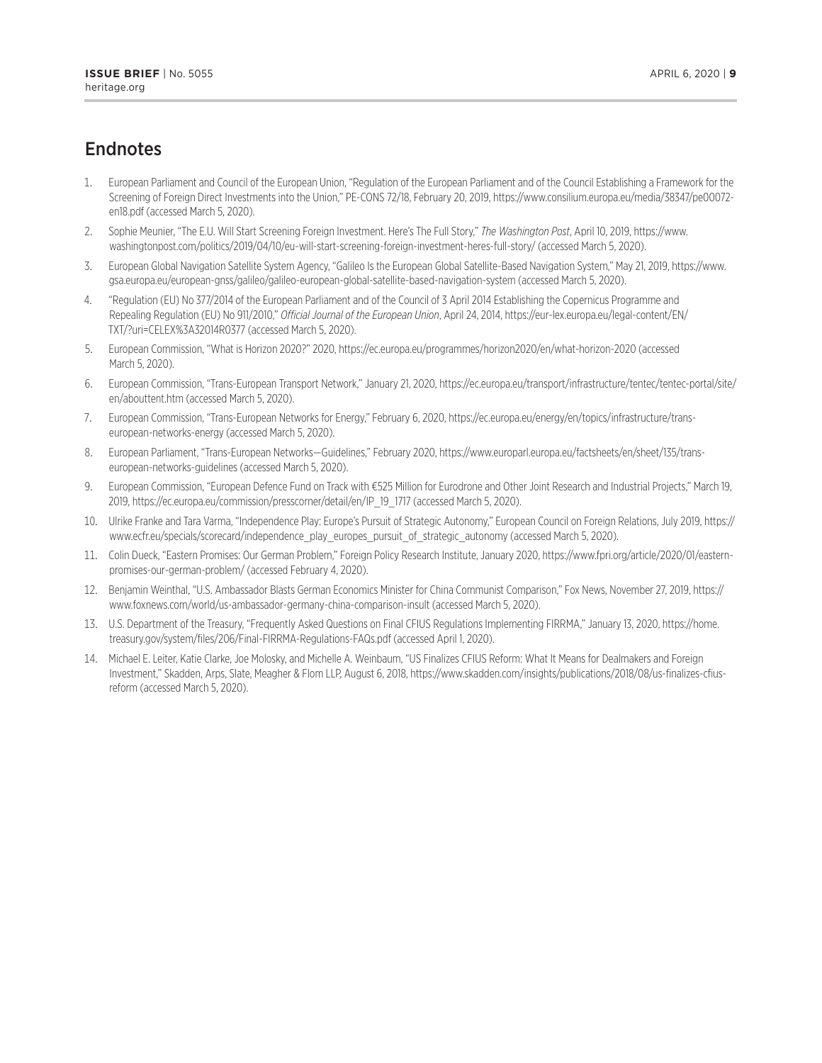## Endnotes

1. European Parliament and Council of the European Union, "Regulation of the European Parliament and of the Council Establishing a Framework for the Screening of Foreign Direct Investments into the Union," PE-CONS 72/18, February 20, 2019, https://www.consilium.europa.eu/media/38347/pe00072-en18.pdf (accessed March 5, 2020).
2. Sophie Meunier, "The E.U. Will Start Screening Foreign Investment. Here's The Full Story," *The Washington Post*, April 10, 2019, https://www.washingtonpost.com/politics/2019/04/10/eu-will-start-screening-foreign-investment-heres-full-story/ (accessed March 5, 2020).
3. European Global Navigation Satellite System Agency, "Galileo Is the European Global Satellite-Based Navigation System," May 21, 2019, https://www.gsa.europa.eu/european-gnss/galileo/galileo-european-global-satellite-based-navigation-system (accessed March 5, 2020).
4. "Regulation (EU) No 377/2014 of the European Parliament and of the Council of 3 April 2014 Establishing the Copernicus Programme and Repealing Regulation (EU) No 911/2010," *Official Journal of the European Union*, April 24, 2014, https://eur-lex.europa.eu/legal-content/EN/TXT/?uri=CELEX%3A32014R0377 (accessed March 5, 2020).
5. European Commission, "What is Horizon 2020?" 2020, https://ec.europa.eu/programmes/horizon2020/en/what-horizon-2020 (accessed March 5, 2020).
6. European Commission, "Trans-European Transport Network," January 21, 2020, https://ec.europa.eu/transport/infrastructure/tentec/tentec-portal/site/en/abouttent.htm (accessed March 5, 2020).
7. European Commission, "Trans-European Networks for Energy," February 6, 2020, https://ec.europa.eu/energy/en/topics/infrastructure/trans-european-networks-energy (accessed March 5, 2020).
8. European Parliament, "Trans-European Networks—Guidelines," February 2020, https://www.europarl.europa.eu/factsheets/en/sheet/135/trans-european-networks-guidelines (accessed March 5, 2020).
9. European Commission, "European Defence Fund on Track with €525 Million for Eurodrone and Other Joint Research and Industrial Projects," March 19, 2019, https://ec.europa.eu/commission/presscorner/detail/en/IP_19_1717 (accessed March 5, 2020).
10. Ulrike Franke and Tara Varma, "Independence Play: Europe's Pursuit of Strategic Autonomy," European Council on Foreign Relations, July 2019, https://www.ecfr.eu/specials/scorecard/independence_play_europes_pursuit_of_strategic_autonomy (accessed March 5, 2020).
11. Colin Dueck, "Eastern Promises: Our German Problem," Foreign Policy Research Institute, January 2020, https://www.fpri.org/article/2020/01/eastern-promises-our-german-problem/ (accessed February 4, 2020).
12. Benjamin Weinthal, "U.S. Ambassador Blasts German Economics Minister for China Communist Comparison," Fox News, November 27, 2019, https://www.foxnews.com/world/us-ambassador-germany-china-comparison-insult (accessed March 5, 2020).
13. U.S. Department of the Treasury, "Frequently Asked Questions on Final CFIUS Regulations Implementing FIRRMA," January 13, 2020, https://home.treasury.gov/system/files/206/Final-FIRRMA-Regulations-FAQs.pdf (accessed April 1, 2020).
14. Michael E. Leiter, Katie Clarke, Joe Molosky, and Michelle A. Weinbaum, "US Finalizes CFIUS Reform: What It Means for Dealmakers and Foreign Investment," Skadden, Arps, Slate, Meagher & Flom LLP, August 6, 2018, https://www.skadden.com/insights/publications/2018/08/us-finalizes-cfius-reform (accessed March 5, 2020).